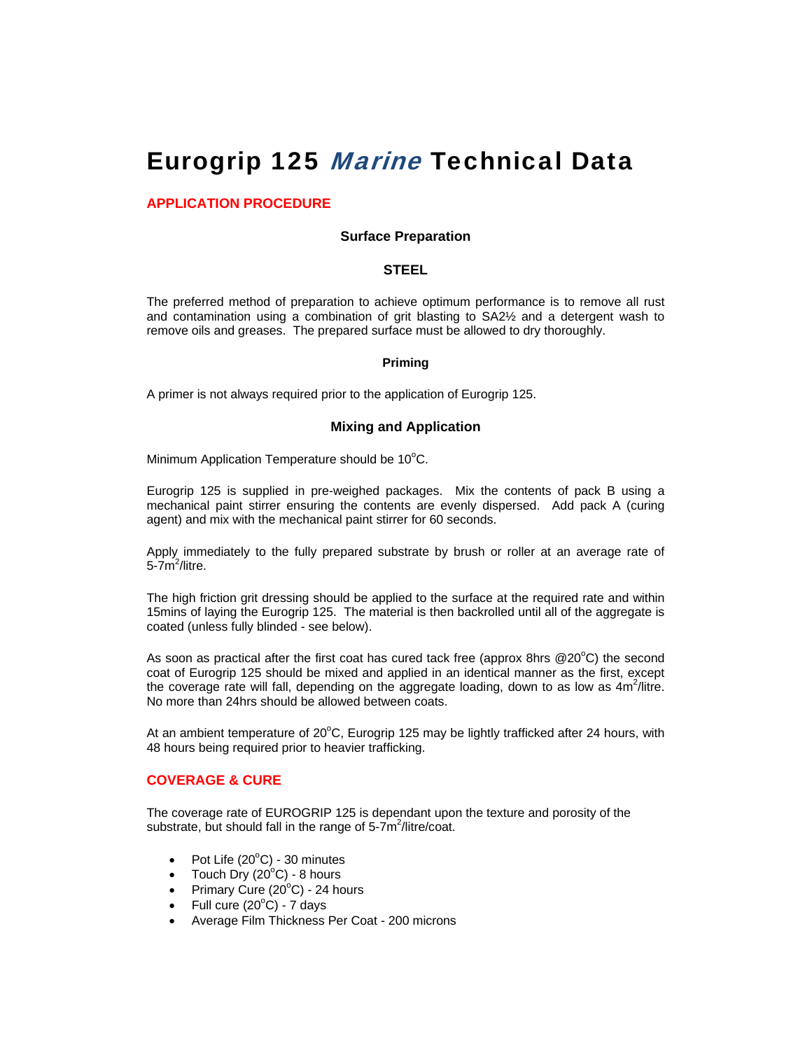# Eurogrip 125 *Marine* Technical Data

## APPLICATION PROCEDURE

### Surface Preparation

#### STEEL

The preferred method of preparation to achieve optimum performance is to remove all rust and contamination using a combination of grit blasting to SA2½ and a detergent wash to remove oils and greases. The prepared surface must be allowed to dry thoroughly.

#### Priming

A primer is not always required prior to the application of Eurogrip 125.

### Mixing and Application

Minimum Application Temperature should be 10$^{o}$C.

Eurogrip 125 is supplied in pre-weighed packages. Mix the contents of pack B using a mechanical paint stirrer ensuring the contents are evenly dispersed. Add pack A (curing agent) and mix with the mechanical paint stirrer for 60 seconds.

Apply immediately to the fully prepared substrate by brush or roller at an average rate of 5-7m$^{2}$/litre.

The high friction grit dressing should be applied to the surface at the required rate and within 15mins of laying the Eurogrip 125. The material is then backrolled until all of the aggregate is coated (unless fully blinded - see below).

As soon as practical after the first coat has cured tack free (approx 8hrs @20$^{o}$C) the second coat of Eurogrip 125 should be mixed and applied in an identical manner as the first, except the coverage rate will fall, depending on the aggregate loading, down to as low as 4m$^{2}$/litre. No more than 24hrs should be allowed between coats.

At an ambient temperature of 20$^{o}$C, Eurogrip 125 may be lightly trafficked after 24 hours, with 48 hours being required prior to heavier trafficking.

## COVERAGE & CURE

The coverage rate of EUROGRIP 125 is dependant upon the texture and porosity of the substrate, but should fall in the range of 5-7m$^{2}$/litre/coat.

- Pot Life (20$^{o}$C) - 30 minutes
- Touch Dry (20$^{o}$C) - 8 hours
- Primary Cure (20$^{o}$C) - 24 hours
- Full cure (20$^{o}$C) - 7 days
- Average Film Thickness Per Coat - 200 microns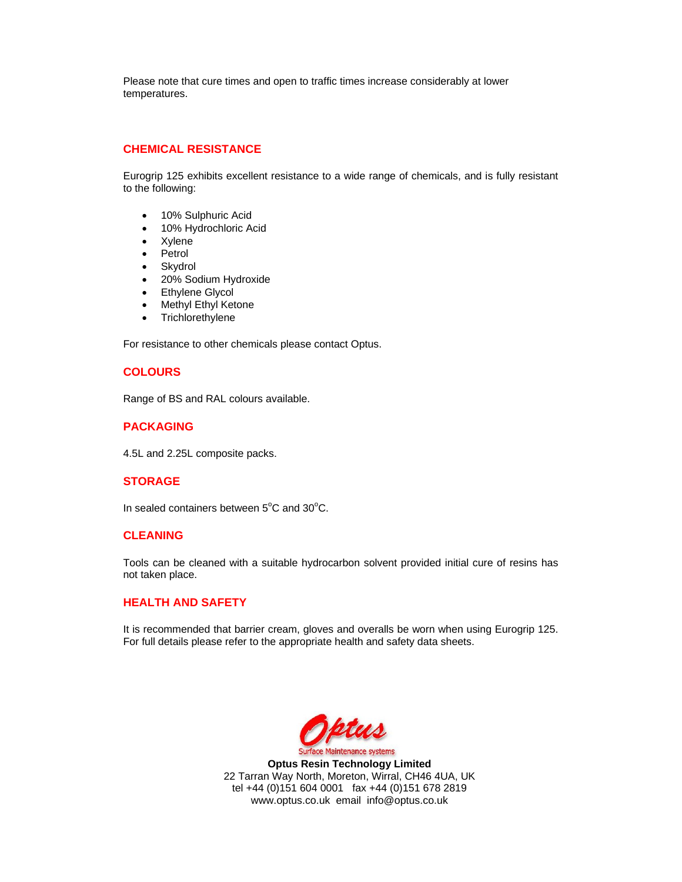Please note that cure times and open to traffic times increase considerably at lower temperatures.

## CHEMICAL RESISTANCE

Eurogrip 125 exhibits excellent resistance to a wide range of chemicals, and is fully resistant to the following:

- 10% Sulphuric Acid
- 10% Hydrochloric Acid
- Xylene
- Petrol
- Skydrol
- 20% Sodium Hydroxide
- Ethylene Glycol
- Methyl Ethyl Ketone
- Trichlorethylene

For resistance to other chemicals please contact Optus.

## COLOURS

Range of BS and RAL colours available.

## PACKAGING

4.5L and 2.25L composite packs.

## STORAGE

In sealed containers between 5°C and 30°C.

## CLEANING

Tools can be cleaned with a suitable hydrocarbon solvent provided initial cure of resins has not taken place.

## HEALTH AND SAFETY

It is recommended that barrier cream, gloves and overalls be worn when using Eurogrip 125. For full details please refer to the appropriate health and safety data sheets.

Optus

Surface Maintenance systems

**Optus Resin Technology Limited**
22 Tarran Way North, Moreton, Wirral, CH46 4UA, UK
tel +44 (0)151 604 0001 fax +44 (0)151 678 2819
www.optus.co.uk email info@optus.co.uk